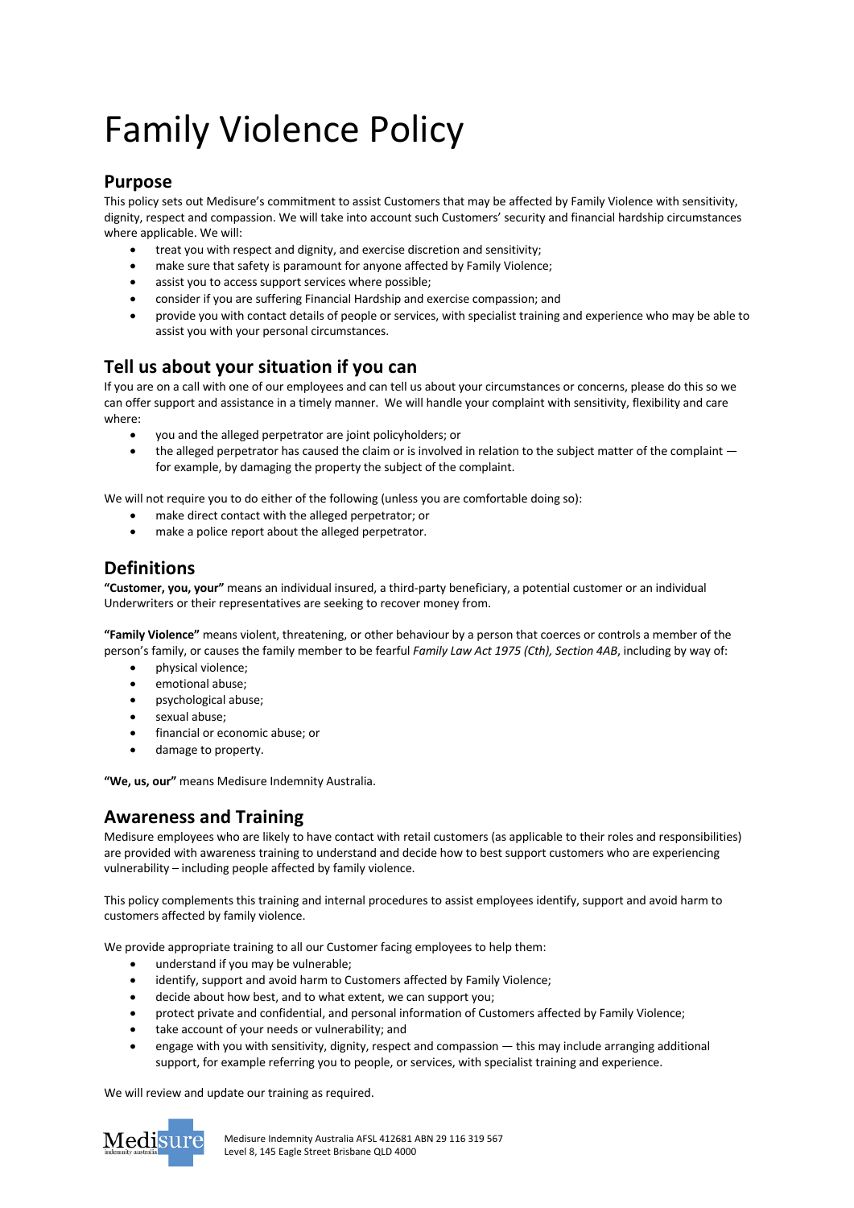# Family Violence Policy

## Purpose

This policy sets out Medisure's commitment to assist Customers that may be affected by Family Violence with sensitivity, dignity, respect and compassion. We will take into account such Customers' security and financial hardship circumstances where applicable. We will:

- treat you with respect and dignity, and exercise discretion and sensitivity;
- make sure that safety is paramount for anyone affected by Family Violence;
- assist you to access support services where possible;
- consider if you are suffering Financial Hardship and exercise compassion; and
- provide you with contact details of people or services, with specialist training and experience who may be able to assist you with your personal circumstances.

## Tell us about your situation if you can

If you are on a call with one of our employees and can tell us about your circumstances or concerns, please do this so we can offer support and assistance in a timely manner. We will handle your complaint with sensitivity, flexibility and care where:

- you and the alleged perpetrator are joint policyholders; or
- the alleged perpetrator has caused the claim or is involved in relation to the subject matter of the complaint — for example, by damaging the property the subject of the complaint.

We will not require you to do either of the following (unless you are comfortable doing so):

- make direct contact with the alleged perpetrator; or
- make a police report about the alleged perpetrator.

## Definitions

**"Customer, you, your"** means an individual insured, a third-party beneficiary, a potential customer or an individual Underwriters or their representatives are seeking to recover money from.

**"Family Violence"** means violent, threatening, or other behaviour by a person that coerces or controls a member of the person's family, or causes the family member to be fearful *Family Law Act 1975 (Cth), Section 4AB*, including by way of:

- physical violence;
- emotional abuse;
- psychological abuse;
- sexual abuse;
- financial or economic abuse; or
- damage to property.

**"We, us, our"** means Medisure Indemnity Australia.

## Awareness and Training

Medisure employees who are likely to have contact with retail customers (as applicable to their roles and responsibilities) are provided with awareness training to understand and decide how to best support customers who are experiencing vulnerability – including people affected by family violence.

This policy complements this training and internal procedures to assist employees identify, support and avoid harm to customers affected by family violence.

We provide appropriate training to all our Customer facing employees to help them:

- understand if you may be vulnerable;
- identify, support and avoid harm to Customers affected by Family Violence;
- decide about how best, and to what extent, we can support you;
- protect private and confidential, and personal information of Customers affected by Family Violence;
- take account of your needs or vulnerability; and
- engage with you with sensitivity, dignity, respect and compassion — this may include arranging additional support, for example referring you to people, or services, with specialist training and experience.

We will review and update our training as required.

Medisure Indemnity Australia AFSL 412681 ABN 29 116 319 567
Level 8, 145 Eagle Street Brisbane QLD 4000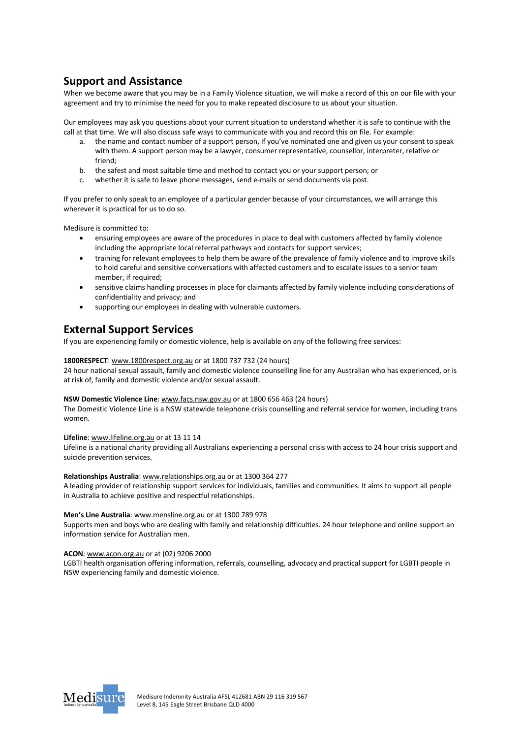## Support and Assistance

When we become aware that you may be in a Family Violence situation, we will make a record of this on our file with your agreement and try to minimise the need for you to make repeated disclosure to us about your situation.

Our employees may ask you questions about your current situation to understand whether it is safe to continue with the call at that time. We will also discuss safe ways to communicate with you and record this on file. For example:

a. the name and contact number of a support person, if you've nominated one and given us your consent to speak with them. A support person may be a lawyer, consumer representative, counsellor, interpreter, relative or friend;
b. the safest and most suitable time and method to contact you or your support person; or
c. whether it is safe to leave phone messages, send e-mails or send documents via post.

If you prefer to only speak to an employee of a particular gender because of your circumstances, we will arrange this wherever it is practical for us to do so.

Medisure is committed to:

- ensuring employees are aware of the procedures in place to deal with customers affected by family violence including the appropriate local referral pathways and contacts for support services;
- training for relevant employees to help them be aware of the prevalence of family violence and to improve skills to hold careful and sensitive conversations with affected customers and to escalate issues to a senior team member, if required;
- sensitive claims handling processes in place for claimants affected by family violence including considerations of confidentiality and privacy; and
- supporting our employees in dealing with vulnerable customers.

## External Support Services

If you are experiencing family or domestic violence, help is available on any of the following free services:

**1800RESPECT**: www.1800respect.org.au or at 1800 737 732 (24 hours)
24 hour national sexual assault, family and domestic violence counselling line for any Australian who has experienced, or is at risk of, family and domestic violence and/or sexual assault.

**NSW Domestic Violence Line**: www.facs.nsw.gov.au or at 1800 656 463 (24 hours)
The Domestic Violence Line is a NSW statewide telephone crisis counselling and referral service for women, including trans women.

**Lifeline**: www.lifeline.org.au or at 13 11 14
Lifeline is a national charity providing all Australians experiencing a personal crisis with access to 24 hour crisis support and suicide prevention services.

**Relationships Australia**: www.relationships.org.au or at 1300 364 277
A leading provider of relationship support services for individuals, families and communities. It aims to support all people in Australia to achieve positive and respectful relationships.

**Men's Line Australia**: www.mensline.org.au or at 1300 789 978
Supports men and boys who are dealing with family and relationship difficulties. 24 hour telephone and online support an information service for Australian men.

**ACON**: www.acon.org.au or at (02) 9206 2000
LGBTI health organisation offering information, referrals, counselling, advocacy and practical support for LGBTI people in NSW experiencing family and domestic violence.

Medisure Indemnity Australia AFSL 412681 ABN 29 116 319 567
Level 8, 145 Eagle Street Brisbane QLD 4000